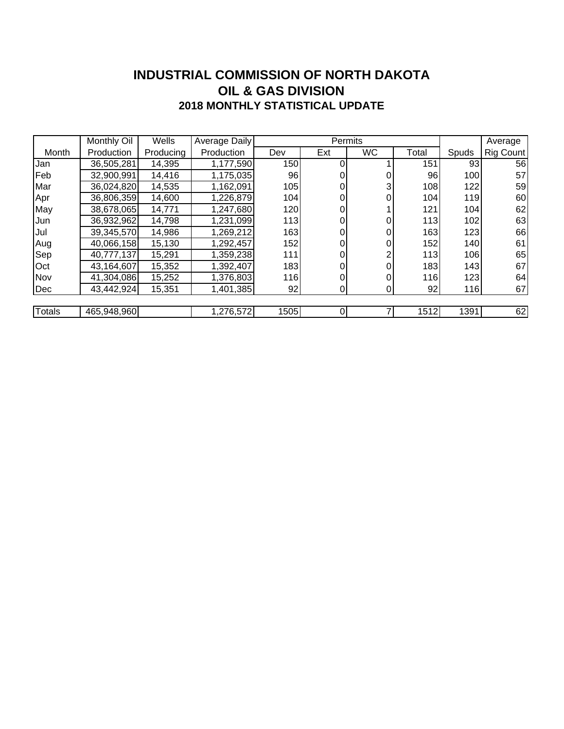# INDUSTRIAL COMMISSION OF NORTH DAKOTA
## OIL & GAS DIVISION
### 2018 MONTHLY STATISTICAL UPDATE

| | Monthly Oil | Wells | Average Daily | Permits | | | | | Average |
|---|---|---|---|---|---|---|---|---|---|
| Month | Production | Producing | Production | Dev | Ext | WC | Total | Spuds | Rig Count |
| Jan | 36,505,281 | 14,395 | 1,177,590 | 150 | 0 | 1 | 151 | 93 | 56 |
| Feb | 32,900,991 | 14,416 | 1,175,035 | 96 | 0 | 0 | 96 | 100 | 57 |
| Mar | 36,024,820 | 14,535 | 1,162,091 | 105 | 0 | 3 | 108 | 122 | 59 |
| Apr | 36,806,359 | 14,600 | 1,226,879 | 104 | 0 | 0 | 104 | 119 | 60 |
| May | 38,678,065 | 14,771 | 1,247,680 | 120 | 0 | 1 | 121 | 104 | 62 |
| Jun | 36,932,962 | 14,798 | 1,231,099 | 113 | 0 | 0 | 113 | 102 | 63 |
| Jul | 39,345,570 | 14,986 | 1,269,212 | 163 | 0 | 0 | 163 | 123 | 66 |
| Aug | 40,066,158 | 15,130 | 1,292,457 | 152 | 0 | 0 | 152 | 140 | 61 |
| Sep | 40,777,137 | 15,291 | 1,359,238 | 111 | 0 | 2 | 113 | 106 | 65 |
| Oct | 43,164,607 | 15,352 | 1,392,407 | 183 | 0 | 0 | 183 | 143 | 67 |
| Nov | 41,304,086 | 15,252 | 1,376,803 | 116 | 0 | 0 | 116 | 123 | 64 |
| Dec | 43,442,924 | 15,351 | 1,401,385 | 92 | 0 | 0 | 92 | 116 | 67 |
| Totals | 465,948,960 | | 1,276,572 | 1505 | 0 | 7 | 1512 | 1391 | 62 |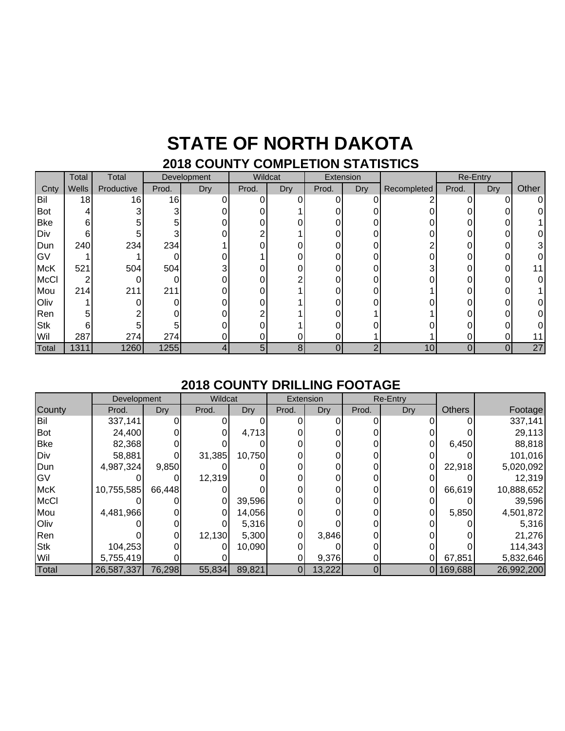# STATE OF NORTH DAKOTA

## 2018 COUNTY COMPLETION STATISTICS

| | Total | Total | Development | | Wildcat | | Extension | | | Re-Entry | | |
|---|---|---|---|---|---|---|---|---|---|---|---|---|
| Cnty | Wells | Productive | Prod. | Dry | Prod. | Dry | Prod. | Dry | Recompleted | Prod. | Dry | Other |
| Bil | 18 | 16 | 16 | 0 | 0 | 0 | 0 | 0 | 2 | 0 | 0 | 0 |
| Bot | 4 | 3 | 3 | 0 | 0 | 1 | 0 | 0 | 0 | 0 | 0 | 0 |
| Bke | 6 | 5 | 5 | 0 | 0 | 0 | 0 | 0 | 0 | 0 | 0 | 1 |
| Div | 6 | 5 | 3 | 0 | 2 | 1 | 0 | 0 | 0 | 0 | 0 | 0 |
| Dun | 240 | 234 | 234 | 1 | 0 | 0 | 0 | 0 | 2 | 0 | 0 | 3 |
| GV | 1 | 1 | 0 | 0 | 1 | 0 | 0 | 0 | 0 | 0 | 0 | 0 |
| McK | 521 | 504 | 504 | 3 | 0 | 0 | 0 | 0 | 3 | 0 | 0 | 11 |
| McCl | 2 | 0 | 0 | 0 | 0 | 2 | 0 | 0 | 0 | 0 | 0 | 0 |
| Mou | 214 | 211 | 211 | 0 | 0 | 1 | 0 | 0 | 1 | 0 | 0 | 1 |
| Oliv | 1 | 0 | 0 | 0 | 0 | 1 | 0 | 0 | 0 | 0 | 0 | 0 |
| Ren | 5 | 2 | 0 | 0 | 2 | 1 | 0 | 1 | 1 | 0 | 0 | 0 |
| Stk | 6 | 5 | 5 | 0 | 0 | 1 | 0 | 0 | 0 | 0 | 0 | 0 |
| Wil | 287 | 274 | 274 | 0 | 0 | 0 | 0 | 1 | 1 | 0 | 0 | 11 |
| Total | 1311 | 1260 | 1255 | 4 | 5 | 8 | 0 | 2 | 10 | 0 | 0 | 27 |

## 2018 COUNTY DRILLING FOOTAGE

| | Development | | Wildcat | | Extension | | Re-Entry | | | |
|---|---|---|---|---|---|---|---|---|---|---|
| County | Prod. | Dry | Prod. | Dry | Prod. | Dry | Prod. | Dry | Others | Footage |
| Bil | 337,141 | 0 | 0 | 0 | 0 | 0 | 0 | 0 | 0 | 337,141 |
| Bot | 24,400 | 0 | 0 | 4,713 | 0 | 0 | 0 | 0 | 0 | 29,113 |
| Bke | 82,368 | 0 | 0 | 0 | 0 | 0 | 0 | 0 | 6,450 | 88,818 |
| Div | 58,881 | 0 | 31,385 | 10,750 | 0 | 0 | 0 | 0 | 0 | 101,016 |
| Dun | 4,987,324 | 9,850 | 0 | 0 | 0 | 0 | 0 | 0 | 22,918 | 5,020,092 |
| GV | 0 | 0 | 12,319 | 0 | 0 | 0 | 0 | 0 | 0 | 12,319 |
| McK | 10,755,585 | 66,448 | 0 | 0 | 0 | 0 | 0 | 0 | 66,619 | 10,888,652 |
| McCl | 0 | 0 | 0 | 39,596 | 0 | 0 | 0 | 0 | 0 | 39,596 |
| Mou | 4,481,966 | 0 | 0 | 14,056 | 0 | 0 | 0 | 0 | 5,850 | 4,501,872 |
| Oliv | 0 | 0 | 0 | 5,316 | 0 | 0 | 0 | 0 | 0 | 5,316 |
| Ren | 0 | 0 | 12,130 | 5,300 | 0 | 3,846 | 0 | 0 | 0 | 21,276 |
| Stk | 104,253 | 0 | 0 | 10,090 | 0 | 0 | 0 | 0 | 0 | 114,343 |
| Wil | 5,755,419 | 0 | 0 | | 0 | 9,376 | 0 | 0 | 67,851 | 5,832,646 |
| Total | 26,587,337 | 76,298 | 55,834 | 89,821 | 0 | 13,222 | 0 | 0 | 169,688 | 26,992,200 |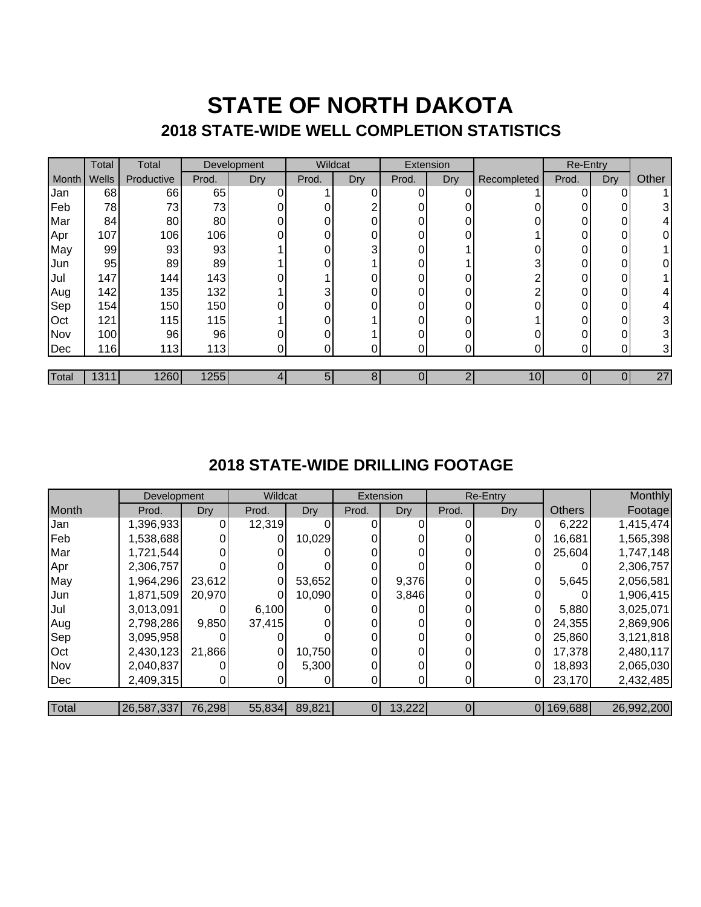# STATE OF NORTH DAKOTA

## 2018 STATE-WIDE WELL COMPLETION STATISTICS

| | Total | Total | Development | | Wildcat | | Extension | | | Re-Entry | | |
|---|---|---|---|---|---|---|---|---|---|---|---|---|
| Month | Wells | Productive | Prod. | Dry | Prod. | Dry | Prod. | Dry | Recompleted | Prod. | Dry | Other |
| Jan | 68 | 66 | 65 | 0 | 1 | 0 | 0 | 0 | 1 | 0 | 0 | 1 |
| Feb | 78 | 73 | 73 | 0 | 0 | 2 | 0 | 0 | 0 | 0 | 0 | 3 |
| Mar | 84 | 80 | 80 | 0 | 0 | 0 | 0 | 0 | 0 | 0 | 0 | 4 |
| Apr | 107 | 106 | 106 | 0 | 0 | 0 | 0 | 0 | 1 | 0 | 0 | 0 |
| May | 99 | 93 | 93 | 1 | 0 | 3 | 0 | 1 | 0 | 0 | 0 | 1 |
| Jun | 95 | 89 | 89 | 1 | 0 | 1 | 0 | 1 | 3 | 0 | 0 | 0 |
| Jul | 147 | 144 | 143 | 0 | 1 | 0 | 0 | 0 | 2 | 0 | 0 | 1 |
| Aug | 142 | 135 | 132 | 1 | 3 | 0 | 0 | 0 | 2 | 0 | 0 | 4 |
| Sep | 154 | 150 | 150 | 0 | 0 | 0 | 0 | 0 | 0 | 0 | 0 | 4 |
| Oct | 121 | 115 | 115 | 1 | 0 | 1 | 0 | 0 | 1 | 0 | 0 | 3 |
| Nov | 100 | 96 | 96 | 0 | 0 | 1 | 0 | 0 | 0 | 0 | 0 | 3 |
| Dec | 116 | 113 | 113 | 0 | 0 | 0 | 0 | 0 | 0 | 0 | 0 | 3 |
| Total | 1311 | 1260 | 1255 | 4 | 5 | 8 | 0 | 2 | 10 | 0 | 0 | 27 |

## 2018 STATE-WIDE DRILLING FOOTAGE

| | Development | | Wildcat | | Extension | | Re-Entry | | | Monthly |
|---|---|---|---|---|---|---|---|---|---|---|
| Month | Prod. | Dry | Prod. | Dry | Prod. | Dry | Prod. | Dry | Others | Footage |
| Jan | 1,396,933 | 0 | 12,319 | 0 | 0 | 0 | 0 | 0 | 6,222 | 1,415,474 |
| Feb | 1,538,688 | 0 | 0 | 10,029 | 0 | 0 | 0 | 0 | 16,681 | 1,565,398 |
| Mar | 1,721,544 | 0 | 0 | 0 | 0 | 0 | 0 | 0 | 25,604 | 1,747,148 |
| Apr | 2,306,757 | 0 | 0 | 0 | 0 | 0 | 0 | 0 | 0 | 2,306,757 |
| May | 1,964,296 | 23,612 | 0 | 53,652 | 0 | 9,376 | 0 | 0 | 5,645 | 2,056,581 |
| Jun | 1,871,509 | 20,970 | 0 | 10,090 | 0 | 3,846 | 0 | 0 | 0 | 1,906,415 |
| Jul | 3,013,091 | 0 | 6,100 | 0 | 0 | 0 | 0 | 0 | 5,880 | 3,025,071 |
| Aug | 2,798,286 | 9,850 | 37,415 | 0 | 0 | 0 | 0 | 0 | 24,355 | 2,869,906 |
| Sep | 3,095,958 | 0 | 0 | 0 | 0 | 0 | 0 | 0 | 25,860 | 3,121,818 |
| Oct | 2,430,123 | 21,866 | 0 | 10,750 | 0 | 0 | 0 | 0 | 17,378 | 2,480,117 |
| Nov | 2,040,837 | 0 | 0 | 5,300 | 0 | 0 | 0 | 0 | 18,893 | 2,065,030 |
| Dec | 2,409,315 | 0 | 0 | 0 | 0 | 0 | 0 | 0 | 23,170 | 2,432,485 |
| Total | 26,587,337 | 76,298 | 55,834 | 89,821 | 0 | 13,222 | 0 | 0 | 169,688 | 26,992,200 |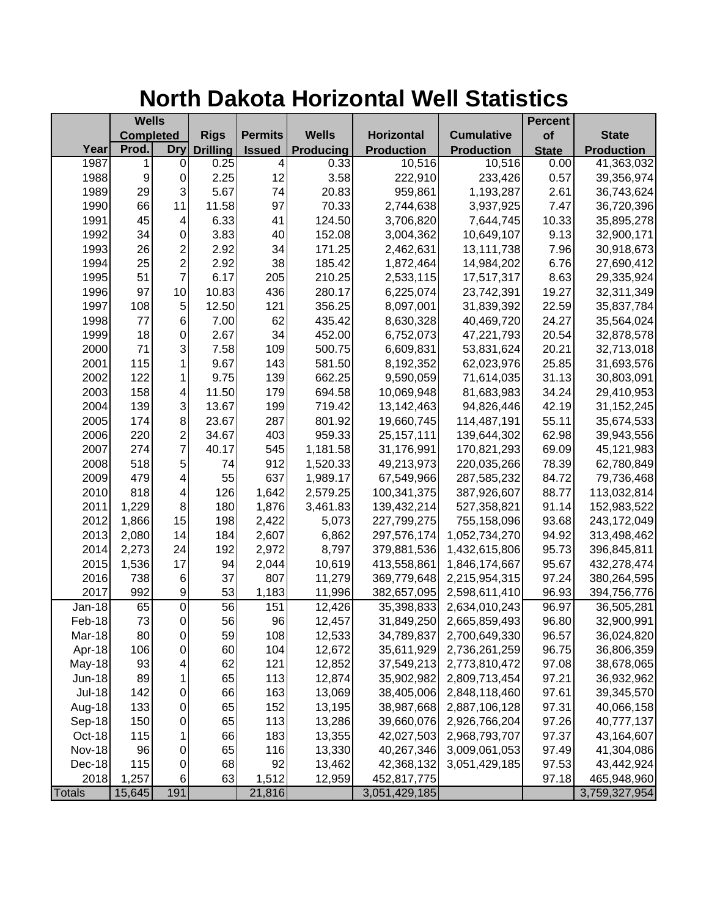# North Dakota Horizontal Well Statistics

| | Wells Completed | | Rigs | Permits | Wells | Horizontal | Cumulative | Percent of | State |
|---|---|---|---|---|---|---|---|---|---|
| Year | Prod. | Dry | Drilling | Issued | Producing | Production | Production | State | Production |
| 1987 | 1 | 0 | 0.25 | 4 | 0.33 | 10,516 | 10,516 | 0.00 | 41,363,032 |
| 1988 | 9 | 0 | 2.25 | 12 | 3.58 | 222,910 | 233,426 | 0.57 | 39,356,974 |
| 1989 | 29 | 3 | 5.67 | 74 | 20.83 | 959,861 | 1,193,287 | 2.61 | 36,743,624 |
| 1990 | 66 | 11 | 11.58 | 97 | 70.33 | 2,744,638 | 3,937,925 | 7.47 | 36,720,396 |
| 1991 | 45 | 4 | 6.33 | 41 | 124.50 | 3,706,820 | 7,644,745 | 10.33 | 35,895,278 |
| 1992 | 34 | 0 | 3.83 | 40 | 152.08 | 3,004,362 | 10,649,107 | 9.13 | 32,900,171 |
| 1993 | 26 | 2 | 2.92 | 34 | 171.25 | 2,462,631 | 13,111,738 | 7.96 | 30,918,673 |
| 1994 | 25 | 2 | 2.92 | 38 | 185.42 | 1,872,464 | 14,984,202 | 6.76 | 27,690,412 |
| 1995 | 51 | 7 | 6.17 | 205 | 210.25 | 2,533,115 | 17,517,317 | 8.63 | 29,335,924 |
| 1996 | 97 | 10 | 10.83 | 436 | 280.17 | 6,225,074 | 23,742,391 | 19.27 | 32,311,349 |
| 1997 | 108 | 5 | 12.50 | 121 | 356.25 | 8,097,001 | 31,839,392 | 22.59 | 35,837,784 |
| 1998 | 77 | 6 | 7.00 | 62 | 435.42 | 8,630,328 | 40,469,720 | 24.27 | 35,564,024 |
| 1999 | 18 | 0 | 2.67 | 34 | 452.00 | 6,752,073 | 47,221,793 | 20.54 | 32,878,578 |
| 2000 | 71 | 3 | 7.58 | 109 | 500.75 | 6,609,831 | 53,831,624 | 20.21 | 32,713,018 |
| 2001 | 115 | 1 | 9.67 | 143 | 581.50 | 8,192,352 | 62,023,976 | 25.85 | 31,693,576 |
| 2002 | 122 | 1 | 9.75 | 139 | 662.25 | 9,590,059 | 71,614,035 | 31.13 | 30,803,091 |
| 2003 | 158 | 4 | 11.50 | 179 | 694.58 | 10,069,948 | 81,683,983 | 34.24 | 29,410,953 |
| 2004 | 139 | 3 | 13.67 | 199 | 719.42 | 13,142,463 | 94,826,446 | 42.19 | 31,152,245 |
| 2005 | 174 | 8 | 23.67 | 287 | 801.92 | 19,660,745 | 114,487,191 | 55.11 | 35,674,533 |
| 2006 | 220 | 2 | 34.67 | 403 | 959.33 | 25,157,111 | 139,644,302 | 62.98 | 39,943,556 |
| 2007 | 274 | 7 | 40.17 | 545 | 1,181.58 | 31,176,991 | 170,821,293 | 69.09 | 45,121,983 |
| 2008 | 518 | 5 | 74 | 912 | 1,520.33 | 49,213,973 | 220,035,266 | 78.39 | 62,780,849 |
| 2009 | 479 | 4 | 55 | 637 | 1,989.17 | 67,549,966 | 287,585,232 | 84.72 | 79,736,468 |
| 2010 | 818 | 4 | 126 | 1,642 | 2,579.25 | 100,341,375 | 387,926,607 | 88.77 | 113,032,814 |
| 2011 | 1,229 | 8 | 180 | 1,876 | 3,461.83 | 139,432,214 | 527,358,821 | 91.14 | 152,983,522 |
| 2012 | 1,866 | 15 | 198 | 2,422 | 5,073 | 227,799,275 | 755,158,096 | 93.68 | 243,172,049 |
| 2013 | 2,080 | 14 | 184 | 2,607 | 6,862 | 297,576,174 | 1,052,734,270 | 94.92 | 313,498,462 |
| 2014 | 2,273 | 24 | 192 | 2,972 | 8,797 | 379,881,536 | 1,432,615,806 | 95.73 | 396,845,811 |
| 2015 | 1,536 | 17 | 94 | 2,044 | 10,619 | 413,558,861 | 1,846,174,667 | 95.67 | 432,278,474 |
| 2016 | 738 | 6 | 37 | 807 | 11,279 | 369,779,648 | 2,215,954,315 | 97.24 | 380,264,595 |
| 2017 | 992 | 9 | 53 | 1,183 | 11,996 | 382,657,095 | 2,598,611,410 | 96.93 | 394,756,776 |
| Jan-18 | 65 | 0 | 56 | 151 | 12,426 | 35,398,833 | 2,634,010,243 | 96.97 | 36,505,281 |
| Feb-18 | 73 | 0 | 56 | 96 | 12,457 | 31,849,250 | 2,665,859,493 | 96.80 | 32,900,991 |
| Mar-18 | 80 | 0 | 59 | 108 | 12,533 | 34,789,837 | 2,700,649,330 | 96.57 | 36,024,820 |
| Apr-18 | 106 | 0 | 60 | 104 | 12,672 | 35,611,929 | 2,736,261,259 | 96.75 | 36,806,359 |
| May-18 | 93 | 4 | 62 | 121 | 12,852 | 37,549,213 | 2,773,810,472 | 97.08 | 38,678,065 |
| Jun-18 | 89 | 1 | 65 | 113 | 12,874 | 35,902,982 | 2,809,713,454 | 97.21 | 36,932,962 |
| Jul-18 | 142 | 0 | 66 | 163 | 13,069 | 38,405,006 | 2,848,118,460 | 97.61 | 39,345,570 |
| Aug-18 | 133 | 0 | 65 | 152 | 13,195 | 38,987,668 | 2,887,106,128 | 97.31 | 40,066,158 |
| Sep-18 | 150 | 0 | 65 | 113 | 13,286 | 39,660,076 | 2,926,766,204 | 97.26 | 40,777,137 |
| Oct-18 | 115 | 1 | 66 | 183 | 13,355 | 42,027,503 | 2,968,793,707 | 97.37 | 43,164,607 |
| Nov-18 | 96 | 0 | 65 | 116 | 13,330 | 40,267,346 | 3,009,061,053 | 97.49 | 41,304,086 |
| Dec-18 | 115 | 0 | 68 | 92 | 13,462 | 42,368,132 | 3,051,429,185 | 97.53 | 43,442,924 |
| 2018 | 1,257 | 6 | 63 | 1,512 | 12,959 | 452,817,775 | | 97.18 | 465,948,960 |
| Totals | 15,645 | 191 | | 21,816 | | 3,051,429,185 | | | 3,759,327,954 |